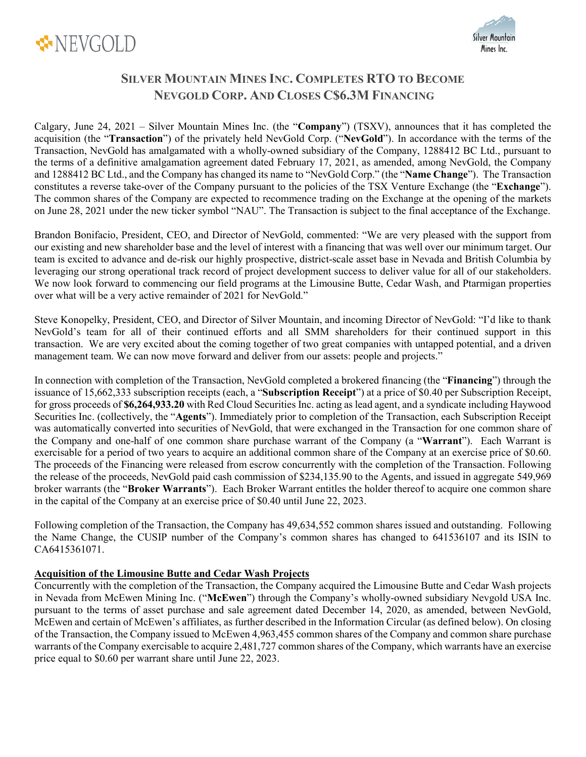# Silver Mountain Mines Inc. Completes RTO to Become NevGold Corp. And Closes C$6.3M Financing

Calgary, June 24, 2021 – Silver Mountain Mines Inc. (the "**Company**") (TSXV), announces that it has completed the acquisition (the "**Transaction**") of the privately held NevGold Corp. ("**NevGold**"). In accordance with the terms of the Transaction, NevGold has amalgamated with a wholly-owned subsidiary of the Company, 1288412 BC Ltd., pursuant to the terms of a definitive amalgamation agreement dated February 17, 2021, as amended, among NevGold, the Company and 1288412 BC Ltd., and the Company has changed its name to "NevGold Corp." (the "**Name Change**"). The Transaction constitutes a reverse take-over of the Company pursuant to the policies of the TSX Venture Exchange (the "**Exchange**"). The common shares of the Company are expected to recommence trading on the Exchange at the opening of the markets on June 28, 2021 under the new ticker symbol "NAU". The Transaction is subject to the final acceptance of the Exchange.

Brandon Bonifacio, President, CEO, and Director of NevGold, commented: "We are very pleased with the support from our existing and new shareholder base and the level of interest with a financing that was well over our minimum target. Our team is excited to advance and de-risk our highly prospective, district-scale asset base in Nevada and British Columbia by leveraging our strong operational track record of project development success to deliver value for all of our stakeholders. We now look forward to commencing our field programs at the Limousine Butte, Cedar Wash, and Ptarmigan properties over what will be a very active remainder of 2021 for NevGold."

Steve Konopelky, President, CEO, and Director of Silver Mountain, and incoming Director of NevGold: "I'd like to thank NevGold's team for all of their continued efforts and all SMM shareholders for their continued support in this transaction. We are very excited about the coming together of two great companies with untapped potential, and a driven management team. We can now move forward and deliver from our assets: people and projects."

In connection with completion of the Transaction, NevGold completed a brokered financing (the "**Financing**") through the issuance of 15,662,333 subscription receipts (each, a "**Subscription Receipt**") at a price of $0.40 per Subscription Receipt, for gross proceeds of **$6,264,933.20** with Red Cloud Securities Inc. acting as lead agent, and a syndicate including Haywood Securities Inc. (collectively, the "**Agents**"). Immediately prior to completion of the Transaction, each Subscription Receipt was automatically converted into securities of NevGold, that were exchanged in the Transaction for one common share of the Company and one-half of one common share purchase warrant of the Company (a "**Warrant**"). Each Warrant is exercisable for a period of two years to acquire an additional common share of the Company at an exercise price of $0.60. The proceeds of the Financing were released from escrow concurrently with the completion of the Transaction. Following the release of the proceeds, NevGold paid cash commission of $234,135.90 to the Agents, and issued in aggregate 549,969 broker warrants (the "**Broker Warrants**"). Each Broker Warrant entitles the holder thereof to acquire one common share in the capital of the Company at an exercise price of $0.40 until June 22, 2023.

Following completion of the Transaction, the Company has 49,634,552 common shares issued and outstanding. Following the Name Change, the CUSIP number of the Company's common shares has changed to 641536107 and its ISIN to CA6415361071.

## Acquisition of the Limousine Butte and Cedar Wash Projects

Concurrently with the completion of the Transaction, the Company acquired the Limousine Butte and Cedar Wash projects in Nevada from McEwen Mining Inc. ("**McEwen**") through the Company's wholly-owned subsidiary Nevgold USA Inc. pursuant to the terms of asset purchase and sale agreement dated December 14, 2020, as amended, between NevGold, McEwen and certain of McEwen's affiliates, as further described in the Information Circular (as defined below). On closing of the Transaction, the Company issued to McEwen 4,963,455 common shares of the Company and common share purchase warrants of the Company exercisable to acquire 2,481,727 common shares of the Company, which warrants have an exercise price equal to $0.60 per warrant share until June 22, 2023.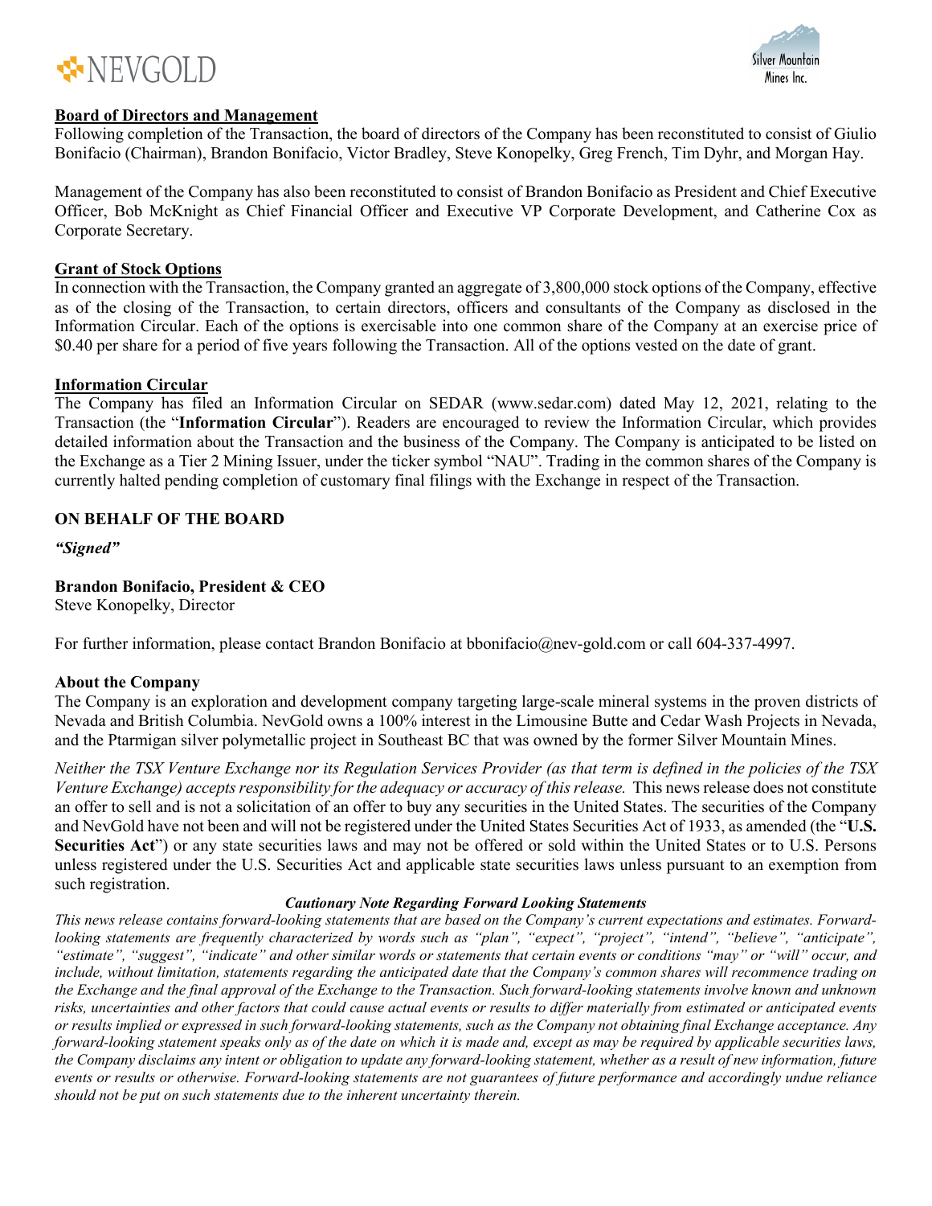## Board of Directors and Management

Following completion of the Transaction, the board of directors of the Company has been reconstituted to consist of Giulio Bonifacio (Chairman), Brandon Bonifacio, Victor Bradley, Steve Konopelky, Greg French, Tim Dyhr, and Morgan Hay.

Management of the Company has also been reconstituted to consist of Brandon Bonifacio as President and Chief Executive Officer, Bob McKnight as Chief Financial Officer and Executive VP Corporate Development, and Catherine Cox as Corporate Secretary.

## Grant of Stock Options

In connection with the Transaction, the Company granted an aggregate of 3,800,000 stock options of the Company, effective as of the closing of the Transaction, to certain directors, officers and consultants of the Company as disclosed in the Information Circular. Each of the options is exercisable into one common share of the Company at an exercise price of $0.40 per share for a period of five years following the Transaction. All of the options vested on the date of grant.

## Information Circular

The Company has filed an Information Circular on SEDAR (www.sedar.com) dated May 12, 2021, relating to the Transaction (the "**Information Circular**"). Readers are encouraged to review the Information Circular, which provides detailed information about the Transaction and the business of the Company. The Company is anticipated to be listed on the Exchange as a Tier 2 Mining Issuer, under the ticker symbol "NAU". Trading in the common shares of the Company is currently halted pending completion of customary final filings with the Exchange in respect of the Transaction.

**ON BEHALF OF THE BOARD**

***"Signed"***

**Brandon Bonifacio, President & CEO**
Steve Konopelky, Director

For further information, please contact Brandon Bonifacio at bbonifacio@nev-gold.com or call 604-337-4997.

**About the Company**

The Company is an exploration and development company targeting large-scale mineral systems in the proven districts of Nevada and British Columbia. NevGold owns a 100% interest in the Limousine Butte and Cedar Wash Projects in Nevada, and the Ptarmigan silver polymetallic project in Southeast BC that was owned by the former Silver Mountain Mines.

*Neither the TSX Venture Exchange nor its Regulation Services Provider (as that term is defined in the policies of the TSX Venture Exchange) accepts responsibility for the adequacy or accuracy of this release.* This news release does not constitute an offer to sell and is not a solicitation of an offer to buy any securities in the United States. The securities of the Company and NevGold have not been and will not be registered under the United States Securities Act of 1933, as amended (the "**U.S. Securities Act**") or any state securities laws and may not be offered or sold within the United States or to U.S. Persons unless registered under the U.S. Securities Act and applicable state securities laws unless pursuant to an exemption from such registration.

***Cautionary Note Regarding Forward Looking Statements***

*This news release contains forward-looking statements that are based on the Company's current expectations and estimates. Forward-looking statements are frequently characterized by words such as "plan", "expect", "project", "intend", "believe", "anticipate", "estimate", "suggest", "indicate" and other similar words or statements that certain events or conditions "may" or "will" occur, and include, without limitation, statements regarding the anticipated date that the Company's common shares will recommence trading on the Exchange and the final approval of the Exchange to the Transaction. Such forward-looking statements involve known and unknown risks, uncertainties and other factors that could cause actual events or results to differ materially from estimated or anticipated events or results implied or expressed in such forward-looking statements, such as the Company not obtaining final Exchange acceptance. Any forward-looking statement speaks only as of the date on which it is made and, except as may be required by applicable securities laws, the Company disclaims any intent or obligation to update any forward-looking statement, whether as a result of new information, future events or results or otherwise. Forward-looking statements are not guarantees of future performance and accordingly undue reliance should not be put on such statements due to the inherent uncertainty therein.*